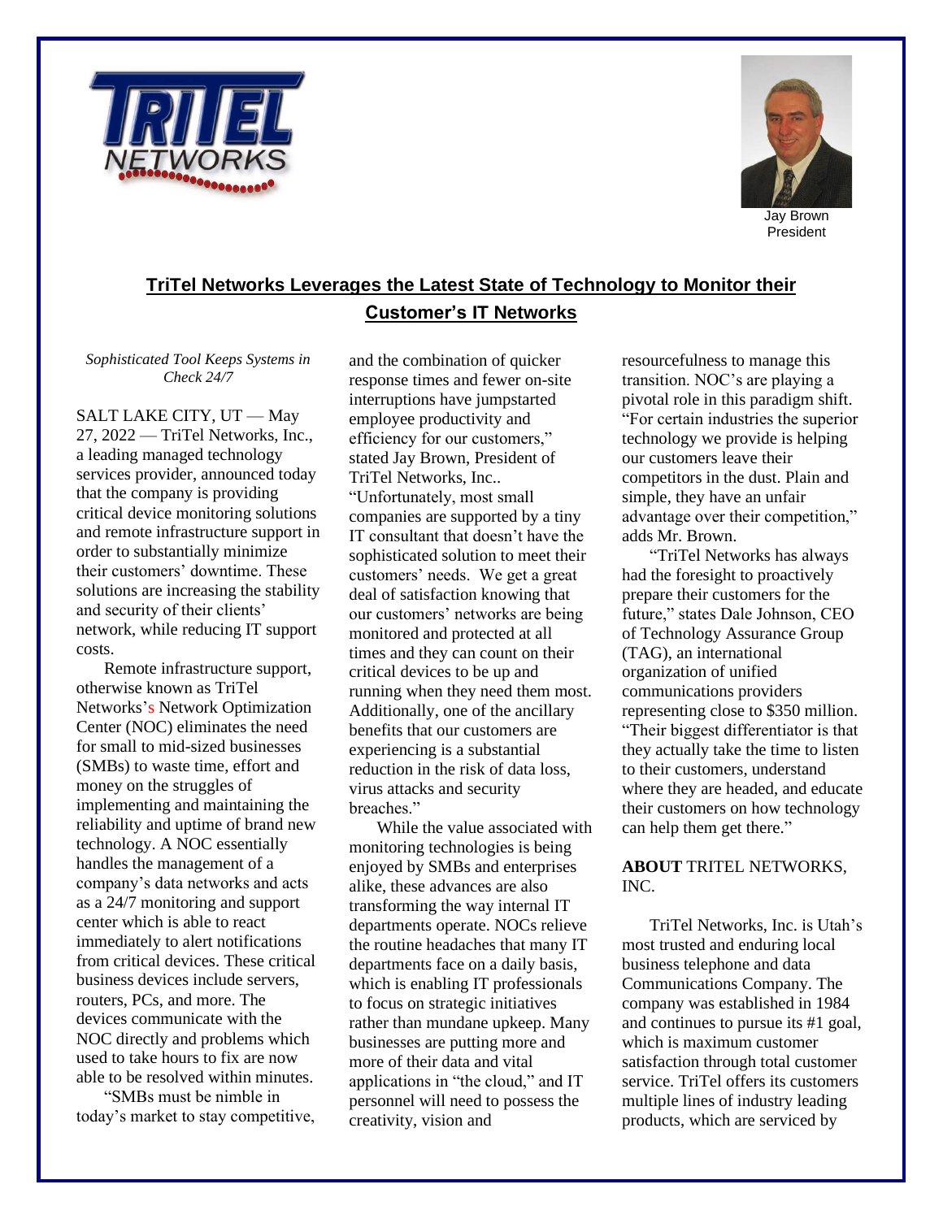Jay Brown
President

# TriTel Networks Leverages the Latest State of Technology to Monitor their Customer's IT Networks

*Sophisticated Tool Keeps Systems in Check 24/7*

SALT LAKE CITY, UT — May 27, 2022 — TriTel Networks, Inc., a leading managed technology services provider, announced today that the company is providing critical device monitoring solutions and remote infrastructure support in order to substantially minimize their customers' downtime. These solutions are increasing the stability and security of their clients' network, while reducing IT support costs.

Remote infrastructure support, otherwise known as TriTel Networks's Network Optimization Center (NOC) eliminates the need for small to mid-sized businesses (SMBs) to waste time, effort and money on the struggles of implementing and maintaining the reliability and uptime of brand new technology. A NOC essentially handles the management of a company's data networks and acts as a 24/7 monitoring and support center which is able to react immediately to alert notifications from critical devices. These critical business devices include servers, routers, PCs, and more. The devices communicate with the NOC directly and problems which used to take hours to fix are now able to be resolved within minutes.

"SMBs must be nimble in today's market to stay competitive, and the combination of quicker response times and fewer on-site interruptions have jumpstarted employee productivity and efficiency for our customers," stated Jay Brown, President of TriTel Networks, Inc.. "Unfortunately, most small companies are supported by a tiny IT consultant that doesn't have the sophisticated solution to meet their customers' needs. We get a great deal of satisfaction knowing that our customers' networks are being monitored and protected at all times and they can count on their critical devices to be up and running when they need them most. Additionally, one of the ancillary benefits that our customers are experiencing is a substantial reduction in the risk of data loss, virus attacks and security breaches."

While the value associated with monitoring technologies is being enjoyed by SMBs and enterprises alike, these advances are also transforming the way internal IT departments operate. NOCs relieve the routine headaches that many IT departments face on a daily basis, which is enabling IT professionals to focus on strategic initiatives rather than mundane upkeep. Many businesses are putting more and more of their data and vital applications in "the cloud," and IT personnel will need to possess the creativity, vision and resourcefulness to manage this transition. NOC's are playing a pivotal role in this paradigm shift. "For certain industries the superior technology we provide is helping our customers leave their competitors in the dust. Plain and simple, they have an unfair advantage over their competition," adds Mr. Brown.

"TriTel Networks has always had the foresight to proactively prepare their customers for the future," states Dale Johnson, CEO of Technology Assurance Group (TAG), an international organization of unified communications providers representing close to $350 million. "Their biggest differentiator is that they actually take the time to listen to their customers, understand where they are headed, and educate their customers on how technology can help them get there."

**ABOUT** TRITEL NETWORKS, INC.

TriTel Networks, Inc. is Utah's most trusted and enduring local business telephone and data Communications Company. The company was established in 1984 and continues to pursue its #1 goal, which is maximum customer satisfaction through total customer service. TriTel offers its customers multiple lines of industry leading products, which are serviced by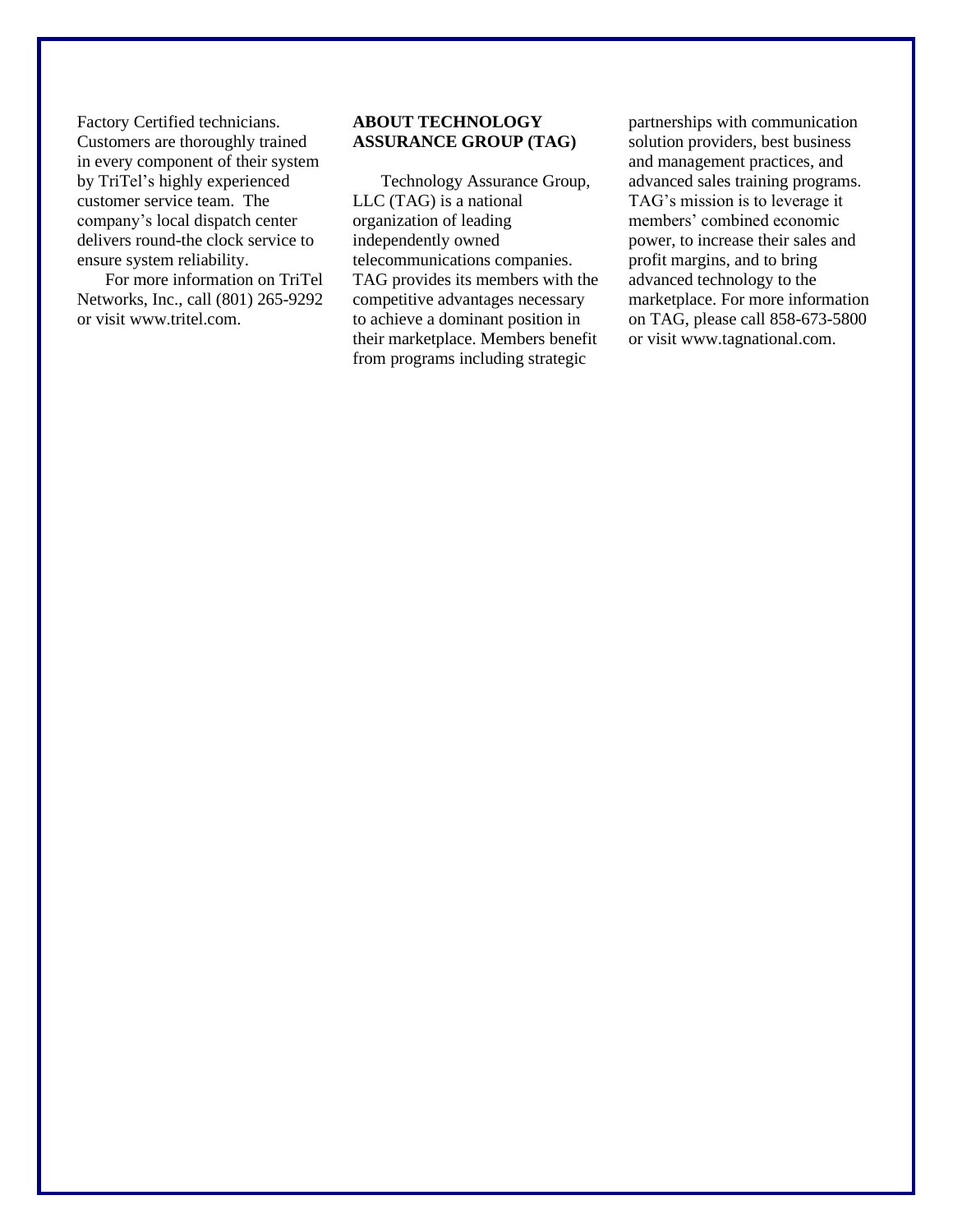Factory Certified technicians. Customers are thoroughly trained in every component of their system by TriTel's highly experienced customer service team. The company's local dispatch center delivers round-the clock service to ensure system reliability.

For more information on TriTel Networks, Inc., call (801) 265-9292 or visit www.tritel.com.

**ABOUT TECHNOLOGY ASSURANCE GROUP (TAG)**

Technology Assurance Group, LLC (TAG) is a national organization of leading independently owned telecommunications companies. TAG provides its members with the competitive advantages necessary to achieve a dominant position in their marketplace. Members benefit from programs including strategic partnerships with communication solution providers, best business and management practices, and advanced sales training programs. TAG's mission is to leverage it members' combined economic power, to increase their sales and profit margins, and to bring advanced technology to the marketplace. For more information on TAG, please call 858-673-5800 or visit www.tagnational.com.